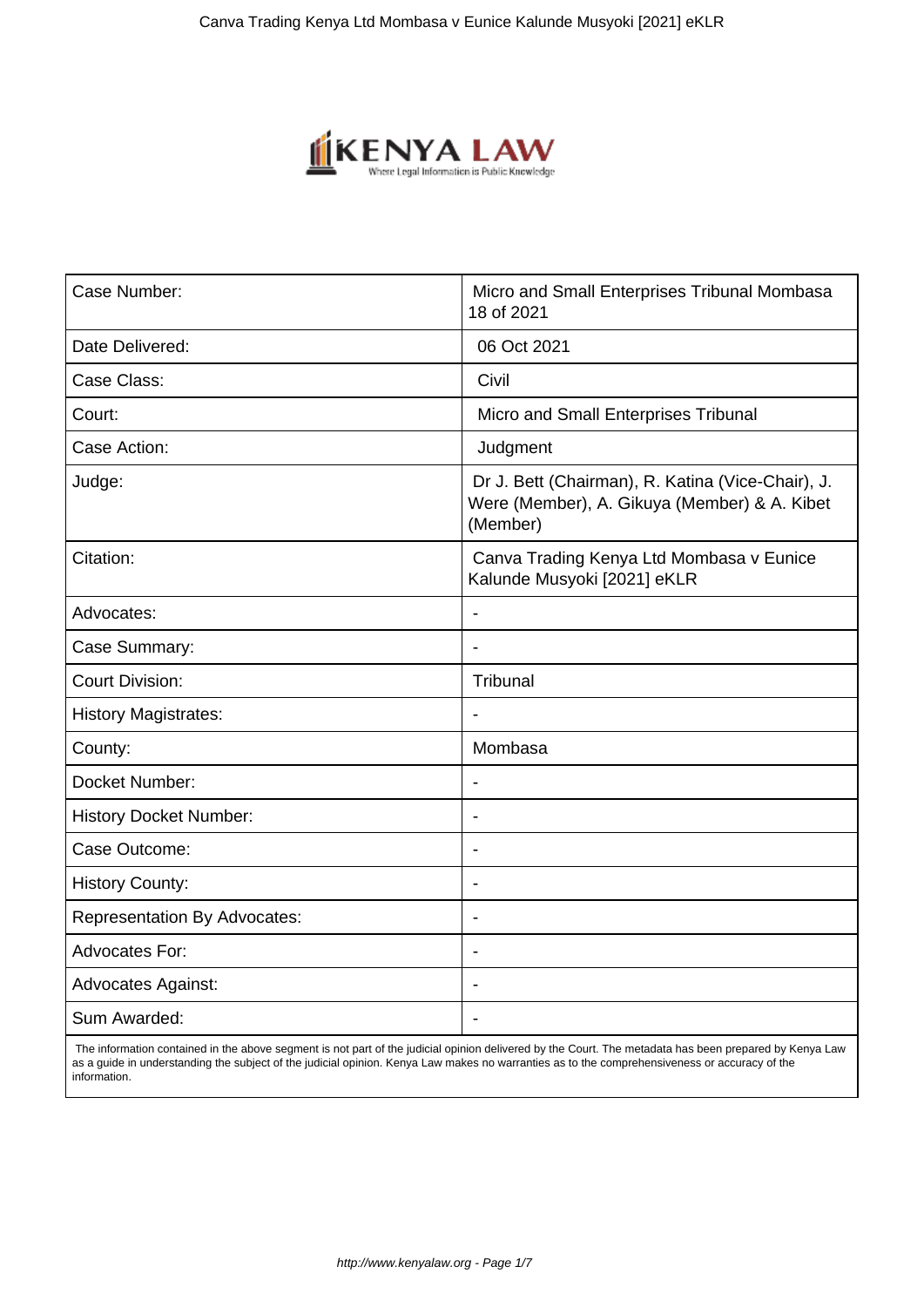| Case Number: | Micro and Small Enterprises Tribunal Mombasa 18 of 2021 |
|---|---|
| Date Delivered: | 06 Oct 2021 |
| Case Class: | Civil |
| Court: | Micro and Small Enterprises Tribunal |
| Case Action: | Judgment |
| Judge: | Dr J. Bett (Chairman), R. Katina (Vice-Chair), J. Were (Member), A. Gikuya (Member) & A. Kibet (Member) |
| Citation: | Canva Trading Kenya Ltd Mombasa v Eunice Kalunde Musyoki [2021] eKLR |
| Advocates: | - |
| Case Summary: | - |
| Court Division: | Tribunal |
| History Magistrates: | - |
| County: | Mombasa |
| Docket Number: | - |
| History Docket Number: | - |
| Case Outcome: | - |
| History County: | - |
| Representation By Advocates: | - |
| Advocates For: | - |
| Advocates Against: | - |
| Sum Awarded: | - |

The information contained in the above segment is not part of the judicial opinion delivered by the Court. The metadata has been prepared by Kenya Law as a guide in understanding the subject of the judicial opinion. Kenya Law makes no warranties as to the comprehensiveness or accuracy of the information.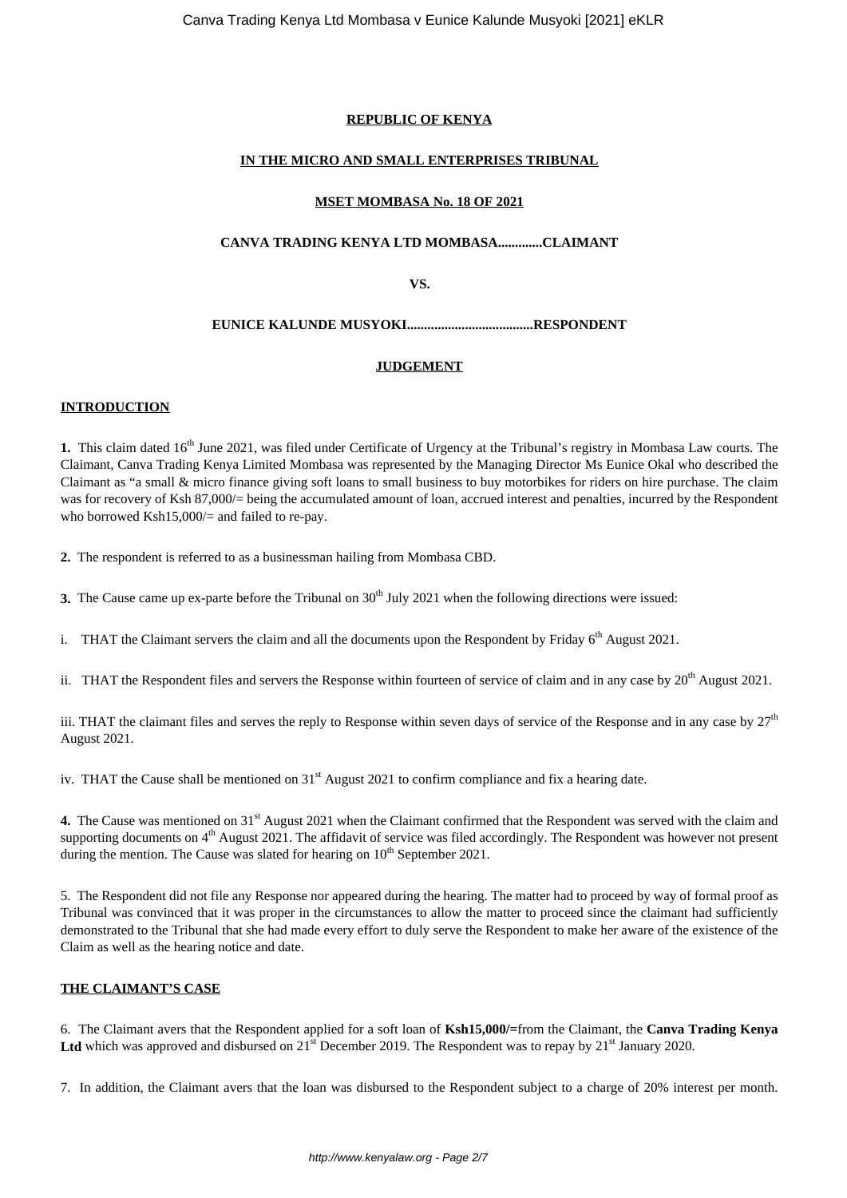**REPUBLIC OF KENYA**

**IN THE MICRO AND SMALL ENTERPRISES TRIBUNAL**

**MSET MOMBASA No. 18 OF 2021**

**CANVA TRADING KENYA LTD MOMBASA............CLAIMANT**

**VS.**

**EUNICE KALUNDE MUSYOKI.....................................RESPONDENT**

**JUDGEMENT**

**INTRODUCTION**

**1.** This claim dated 16th June 2021, was filed under Certificate of Urgency at the Tribunal's registry in Mombasa Law courts. The Claimant, Canva Trading Kenya Limited Mombasa was represented by the Managing Director Ms Eunice Okal who described the Claimant as "a small & micro finance giving soft loans to small business to buy motorbikes for riders on hire purchase. The claim was for recovery of Ksh 87,000/= being the accumulated amount of loan, accrued interest and penalties, incurred by the Respondent who borrowed Ksh15,000/= and failed to re-pay.

**2.** The respondent is referred to as a businessman hailing from Mombasa CBD.

**3.** The Cause came up ex-parte before the Tribunal on 30th July 2021 when the following directions were issued:

i. THAT the Claimant servers the claim and all the documents upon the Respondent by Friday 6th August 2021.

ii. THAT the Respondent files and servers the Response within fourteen of service of claim and in any case by 20th August 2021.

iii. THAT the claimant files and serves the reply to Response within seven days of service of the Response and in any case by 27th August 2021.

iv. THAT the Cause shall be mentioned on 31st August 2021 to confirm compliance and fix a hearing date.

**4.** The Cause was mentioned on 31st August 2021 when the Claimant confirmed that the Respondent was served with the claim and supporting documents on 4th August 2021. The affidavit of service was filed accordingly. The Respondent was however not present during the mention. The Cause was slated for hearing on 10th September 2021.

5. The Respondent did not file any Response nor appeared during the hearing. The matter had to proceed by way of formal proof as Tribunal was convinced that it was proper in the circumstances to allow the matter to proceed since the claimant had sufficiently demonstrated to the Tribunal that she had made every effort to duly serve the Respondent to make her aware of the existence of the Claim as well as the hearing notice and date.

**THE CLAIMANT'S CASE**

6. The Claimant avers that the Respondent applied for a soft loan of **Ksh15,000/=**from the Claimant, the **Canva Trading Kenya Ltd** which was approved and disbursed on 21st December 2019. The Respondent was to repay by 21st January 2020.

7. In addition, the Claimant avers that the loan was disbursed to the Respondent subject to a charge of 20% interest per month.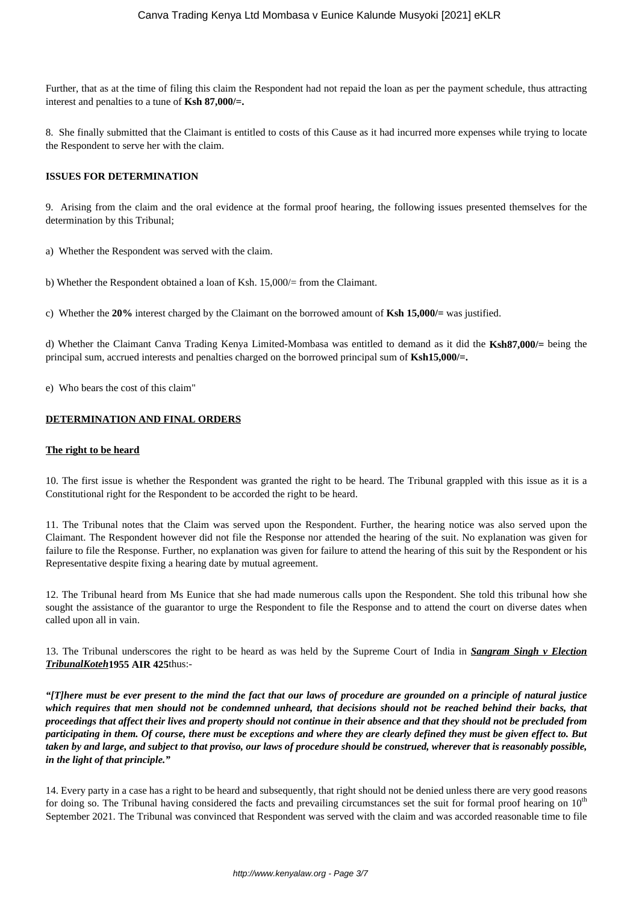Further, that as at the time of filing this claim the Respondent had not repaid the loan as per the payment schedule, thus attracting interest and penalties to a tune of **Ksh 87,000/=.**

8. She finally submitted that the Claimant is entitled to costs of this Cause as it had incurred more expenses while trying to locate the Respondent to serve her with the claim.

**ISSUES FOR DETERMINATION**

9. Arising from the claim and the oral evidence at the formal proof hearing, the following issues presented themselves for the determination by this Tribunal;

a) Whether the Respondent was served with the claim.

b) Whether the Respondent obtained a loan of Ksh. 15,000/= from the Claimant.

c) Whether the **20%** interest charged by the Claimant on the borrowed amount of **Ksh 15,000/=** was justified.

d) Whether the Claimant Canva Trading Kenya Limited-Mombasa was entitled to demand as it did the **Ksh87,000/=** being the principal sum, accrued interests and penalties charged on the borrowed principal sum of **Ksh15,000/=.**

e) Who bears the cost of this claim"

**DETERMINATION AND FINAL ORDERS**

**The right to be heard**

10. The first issue is whether the Respondent was granted the right to be heard. The Tribunal grappled with this issue as it is a Constitutional right for the Respondent to be accorded the right to be heard.

11. The Tribunal notes that the Claim was served upon the Respondent. Further, the hearing notice was also served upon the Claimant. The Respondent however did not file the Response nor attended the hearing of the suit. No explanation was given for failure to file the Response. Further, no explanation was given for failure to attend the hearing of this suit by the Respondent or his Representative despite fixing a hearing date by mutual agreement.

12. The Tribunal heard from Ms Eunice that she had made numerous calls upon the Respondent. She told this tribunal how she sought the assistance of the guarantor to urge the Respondent to file the Response and to attend the court on diverse dates when called upon all in vain.

13. The Tribunal underscores the right to be heard as was held by the Supreme Court of India in ***Sangram Singh v Election TribunalKoteh*** **1955 AIR 425** thus:-

***"[T]here must be ever present to the mind the fact that our laws of procedure are grounded on a principle of natural justice which requires that men should not be condemned unheard, that decisions should not be reached behind their backs, that proceedings that affect their lives and property should not continue in their absence and that they should not be precluded from participating in them. Of course, there must be exceptions and where they are clearly defined they must be given effect to. But taken by and large, and subject to that proviso, our laws of procedure should be construed, wherever that is reasonably possible, in the light of that principle."***

14. Every party in a case has a right to be heard and subsequently, that right should not be denied unless there are very good reasons for doing so. The Tribunal having considered the facts and prevailing circumstances set the suit for formal proof hearing on 10th September 2021. The Tribunal was convinced that Respondent was served with the claim and was accorded reasonable time to file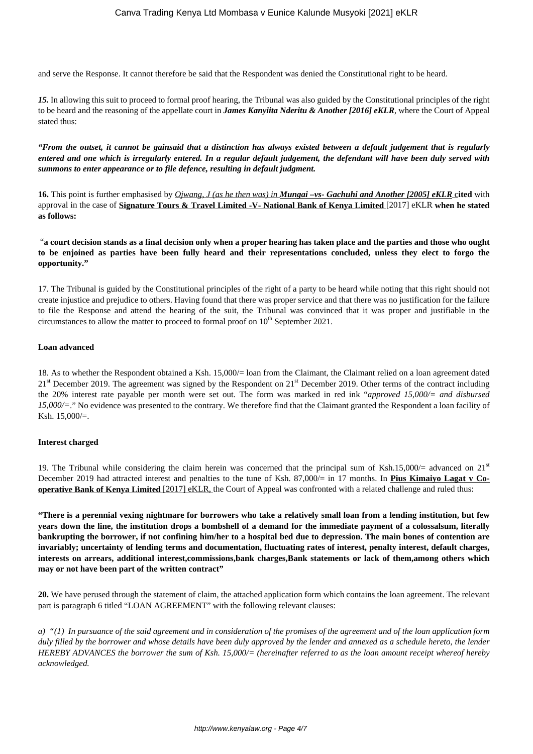and serve the Response. It cannot therefore be said that the Respondent was denied the Constitutional right to be heard.

***15.*** In allowing this suit to proceed to formal proof hearing, the Tribunal was also guided by the Constitutional principles of the right to be heard and the reasoning of the appellate court in ***James Kanyiita Nderitu & Another [2016] eKLR***, where the Court of Appeal stated thus:

***"From the outset, it cannot be gainsaid that a distinction has always existed between a default judgement that is regularly entered and one which is irregularly entered. In a regular default judgement, the defendant will have been duly served with summons to enter appearance or to file defence, resulting in default judgment.***

**16.** This point is further emphasised by *Ojwang, J (as he then was) in* ***Mungai –vs- Gachuhi and Another [2005] eKLR*** **cited** with approval in the case of **Signature Tours & Travel Limited -V- National Bank of Kenya Limited** [2017] eKLR **when he stated as follows:**

"**a court decision stands as a final decision only when a proper hearing has taken place and the parties and those who ought to be enjoined as parties have been fully heard and their representations concluded, unless they elect to forgo the opportunity."**

17. The Tribunal is guided by the Constitutional principles of the right of a party to be heard while noting that this right should not create injustice and prejudice to others. Having found that there was proper service and that there was no justification for the failure to file the Response and attend the hearing of the suit, the Tribunal was convinced that it was proper and justifiable in the circumstances to allow the matter to proceed to formal proof on 10th September 2021.

**Loan advanced**

18. As to whether the Respondent obtained a Ksh. 15,000/= loan from the Claimant, the Claimant relied on a loan agreement dated 21st December 2019. The agreement was signed by the Respondent on 21st December 2019. Other terms of the contract including the 20% interest rate payable per month were set out. The form was marked in red ink "*approved 15,000/= and disbursed 15,000/=*." No evidence was presented to the contrary. We therefore find that the Claimant granted the Respondent a loan facility of Ksh. 15,000/=.

**Interest charged**

19. The Tribunal while considering the claim herein was concerned that the principal sum of Ksh.15,000/= advanced on 21st December 2019 had attracted interest and penalties to the tune of Ksh. 87,000/= in 17 months. In **Pius Kimaiyo Lagat v Co-operative Bank of Kenya Limited** [2017] eKLR, the Court of Appeal was confronted with a related challenge and ruled thus:

**"There is a perennial vexing nightmare for borrowers who take a relatively small loan from a lending institution, but few years down the line, the institution drops a bombshell of a demand for the immediate payment of a colossalsum, literally bankrupting the borrower, if not confining him/her to a hospital bed due to depression. The main bones of contention are invariably; uncertainty of lending terms and documentation, fluctuating rates of interest, penalty interest, default charges, interests on arrears, additional interest,commissions,bank charges,Bank statements or lack of them,among others which may or not have been part of the written contract"**

**20.** We have perused through the statement of claim, the attached application form which contains the loan agreement. The relevant part is paragraph 6 titled "LOAN AGREEMENT" with the following relevant clauses:

*a) "(1) In pursuance of the said agreement and in consideration of the promises of the agreement and of the loan application form duly filled by the borrower and whose details have been duly approved by the lender and annexed as a schedule hereto, the lender HEREBY ADVANCES the borrower the sum of Ksh. 15,000/= (hereinafter referred to as the loan amount receipt whereof hereby acknowledged.*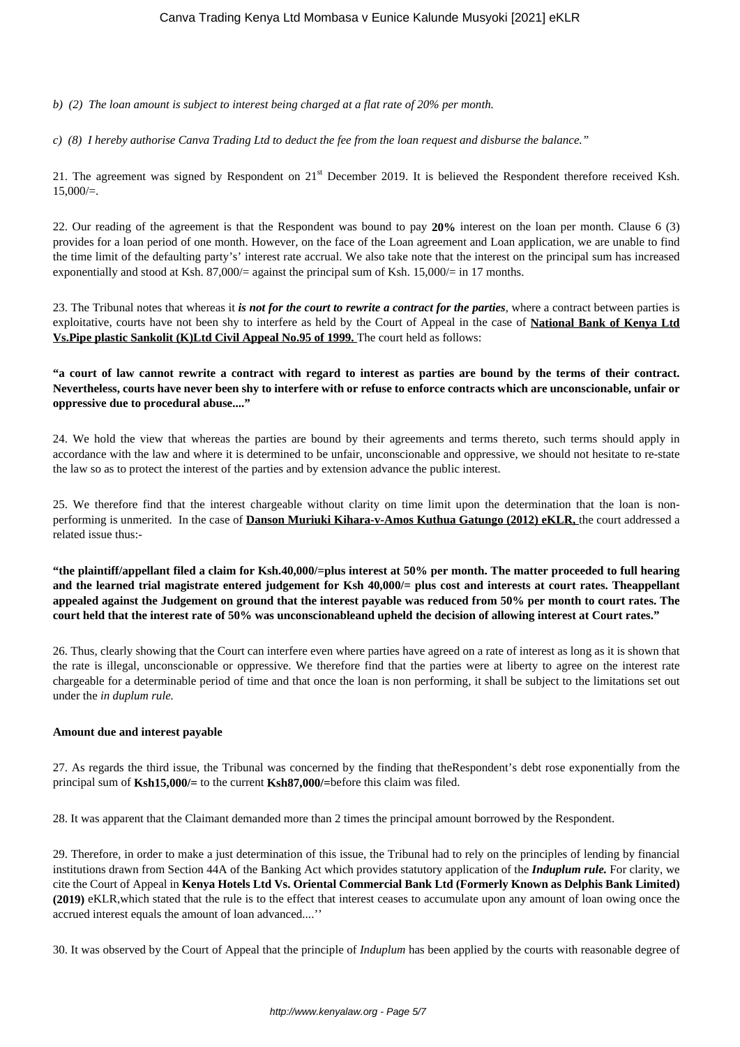*b) (2) The loan amount is subject to interest being charged at a flat rate of 20% per month.*

*c) (8) I hereby authorise Canva Trading Ltd to deduct the fee from the loan request and disburse the balance."*

21. The agreement was signed by Respondent on 21st December 2019. It is believed the Respondent therefore received Ksh. 15,000/=.

22. Our reading of the agreement is that the Respondent was bound to pay **20%** interest on the loan per month. Clause 6 (3) provides for a loan period of one month. However, on the face of the Loan agreement and Loan application, we are unable to find the time limit of the defaulting party's' interest rate accrual. We also take note that the interest on the principal sum has increased exponentially and stood at Ksh. 87,000/= against the principal sum of Ksh. 15,000/= in 17 months.

23. The Tribunal notes that whereas it ***is not for the court to rewrite a contract for the parties***, where a contract between parties is exploitative, courts have not been shy to interfere as held by the Court of Appeal in the case of **National Bank of Kenya Ltd Vs.Pipe plastic Sankolit (K)Ltd Civil Appeal No.95 of 1999.** The court held as follows:

**"a court of law cannot rewrite a contract with regard to interest as parties are bound by the terms of their contract. Nevertheless, courts have never been shy to interfere with or refuse to enforce contracts which are unconscionable, unfair or oppressive due to procedural abuse...."**

24. We hold the view that whereas the parties are bound by their agreements and terms thereto, such terms should apply in accordance with the law and where it is determined to be unfair, unconscionable and oppressive, we should not hesitate to re-state the law so as to protect the interest of the parties and by extension advance the public interest.

25. We therefore find that the interest chargeable without clarity on time limit upon the determination that the loan is non-performing is unmerited. In the case of **Danson Muriuki Kihara-v-Amos Kuthua Gatungo (2012) eKLR,** the court addressed a related issue thus:-

**"the plaintiff/appellant filed a claim for Ksh.40,000/=plus interest at 50% per month. The matter proceeded to full hearing and the learned trial magistrate entered judgement for Ksh 40,000/= plus cost and interests at court rates. Theappellant appealed against the Judgement on ground that the interest payable was reduced from 50% per month to court rates. The court held that the interest rate of 50% was unconscionableand upheld the decision of allowing interest at Court rates."**

26. Thus, clearly showing that the Court can interfere even where parties have agreed on a rate of interest as long as it is shown that the rate is illegal, unconscionable or oppressive. We therefore find that the parties were at liberty to agree on the interest rate chargeable for a determinable period of time and that once the loan is non performing, it shall be subject to the limitations set out under the *in duplum rule.*

**Amount due and interest payable**

27. As regards the third issue, the Tribunal was concerned by the finding that theRespondent's debt rose exponentially from the principal sum of **Ksh15,000/=** to the current **Ksh87,000/=**before this claim was filed.

28. It was apparent that the Claimant demanded more than 2 times the principal amount borrowed by the Respondent.

29. Therefore, in order to make a just determination of this issue, the Tribunal had to rely on the principles of lending by financial institutions drawn from Section 44A of the Banking Act which provides statutory application of the ***Induplum rule.*** For clarity, we cite the Court of Appeal in **Kenya Hotels Ltd Vs. Oriental Commercial Bank Ltd (Formerly Known as Delphis Bank Limited) (2019)** eKLR,which stated that the rule is to the effect that interest ceases to accumulate upon any amount of loan owing once the accrued interest equals the amount of loan advanced....''

30. It was observed by the Court of Appeal that the principle of *Induplum* has been applied by the courts with reasonable degree of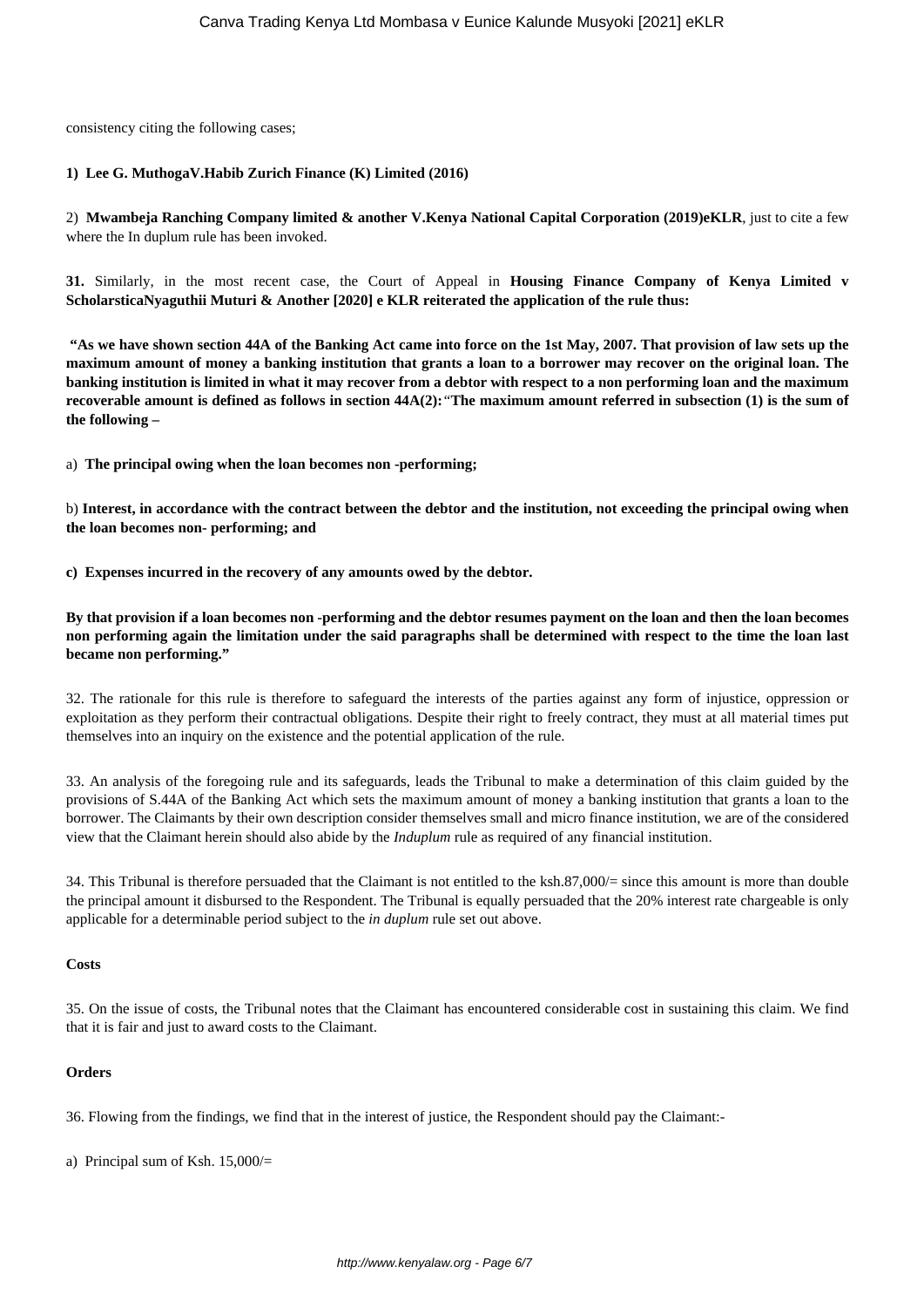consistency citing the following cases;

**1) Lee G. MuthogaV.Habib Zurich Finance (K) Limited (2016)**

2) **Mwambeja Ranching Company limited & another V.Kenya National Capital Corporation (2019)eKLR**, just to cite a few where the In duplum rule has been invoked.

**31.** Similarly, in the most recent case, the Court of Appeal in **Housing Finance Company of Kenya Limited v ScholarsticaNyaguthii Muturi & Another [2020] e KLR reiterated the application of the rule thus:**

**"As we have shown section 44A of the Banking Act came into force on the 1st May, 2007. That provision of law sets up the maximum amount of money a banking institution that grants a loan to a borrower may recover on the original loan. The banking institution is limited in what it may recover from a debtor with respect to a non performing loan and the maximum recoverable amount is defined as follows in section 44A(2):**"**The maximum amount referred in subsection (1) is the sum of the following –**

a) **The principal owing when the loan becomes non -performing;**

b) **Interest, in accordance with the contract between the debtor and the institution, not exceeding the principal owing when the loan becomes non- performing; and**

**c) Expenses incurred in the recovery of any amounts owed by the debtor.**

**By that provision if a loan becomes non -performing and the debtor resumes payment on the loan and then the loan becomes non performing again the limitation under the said paragraphs shall be determined with respect to the time the loan last became non performing."**

32. The rationale for this rule is therefore to safeguard the interests of the parties against any form of injustice, oppression or exploitation as they perform their contractual obligations. Despite their right to freely contract, they must at all material times put themselves into an inquiry on the existence and the potential application of the rule.

33. An analysis of the foregoing rule and its safeguards, leads the Tribunal to make a determination of this claim guided by the provisions of S.44A of the Banking Act which sets the maximum amount of money a banking institution that grants a loan to the borrower. The Claimants by their own description consider themselves small and micro finance institution, we are of the considered view that the Claimant herein should also abide by the *Induplum* rule as required of any financial institution.

34. This Tribunal is therefore persuaded that the Claimant is not entitled to the ksh.87,000/= since this amount is more than double the principal amount it disbursed to the Respondent. The Tribunal is equally persuaded that the 20% interest rate chargeable is only applicable for a determinable period subject to the *in duplum* rule set out above.

**Costs**

35. On the issue of costs, the Tribunal notes that the Claimant has encountered considerable cost in sustaining this claim. We find that it is fair and just to award costs to the Claimant.

**Orders**

36. Flowing from the findings, we find that in the interest of justice, the Respondent should pay the Claimant:-

a) Principal sum of Ksh. 15,000/=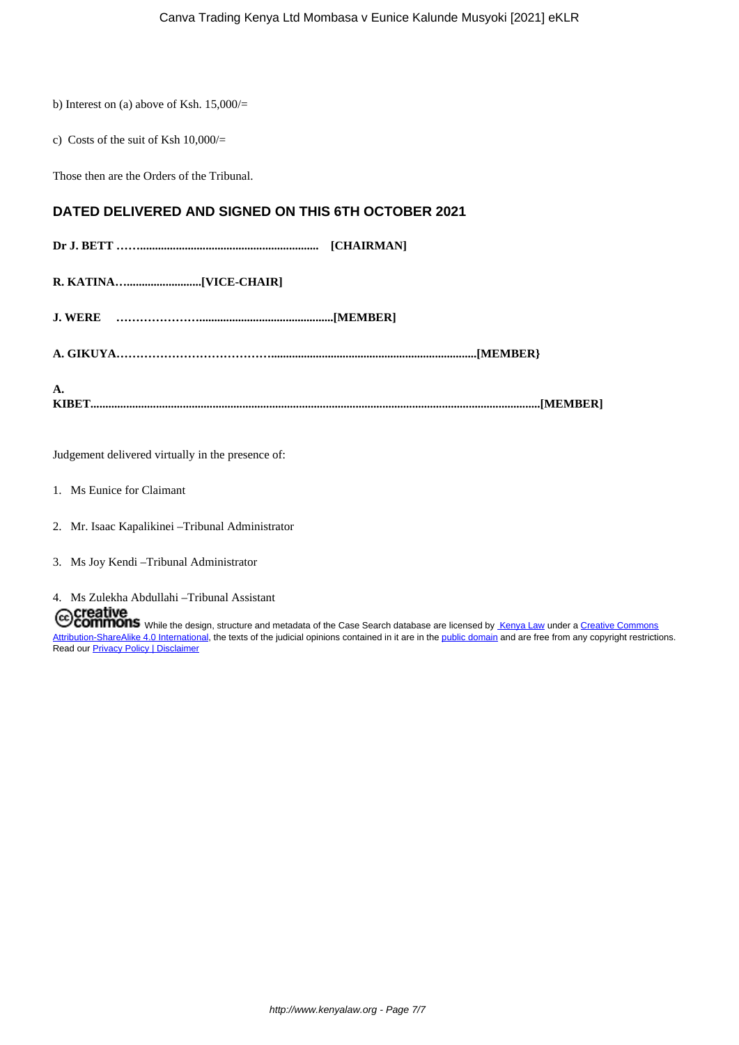b) Interest on (a) above of Ksh. 15,000/=

c) Costs of the suit of Ksh 10,000/=

Those then are the Orders of the Tribunal.

## DATED DELIVERED AND SIGNED ON THIS 6TH OCTOBER 2021

**Dr J. BETT ……......................................................... [CHAIRMAN]**

**R. KATINA…........................[VICE-CHAIR]**

**J. WERE …………………...........................................[MEMBER]**

**A. GIKUYA………………………………….....................................................................[MEMBER}**

**A. KIBET.....................................................................................................................................................[MEMBER]**

Judgement delivered virtually in the presence of:

1. Ms Eunice for Claimant
2. Mr. Isaac Kapalikinei –Tribunal Administrator
3. Ms Joy Kendi –Tribunal Administrator
4. Ms Zulekha Abdullahi –Tribunal Assistant

While the design, structure and metadata of the Case Search database are licensed by Kenya Law under a Creative Commons Attribution-ShareAlike 4.0 International, the texts of the judicial opinions contained in it are in the public domain and are free from any copyright restrictions. Read our Privacy Policy | Disclaimer